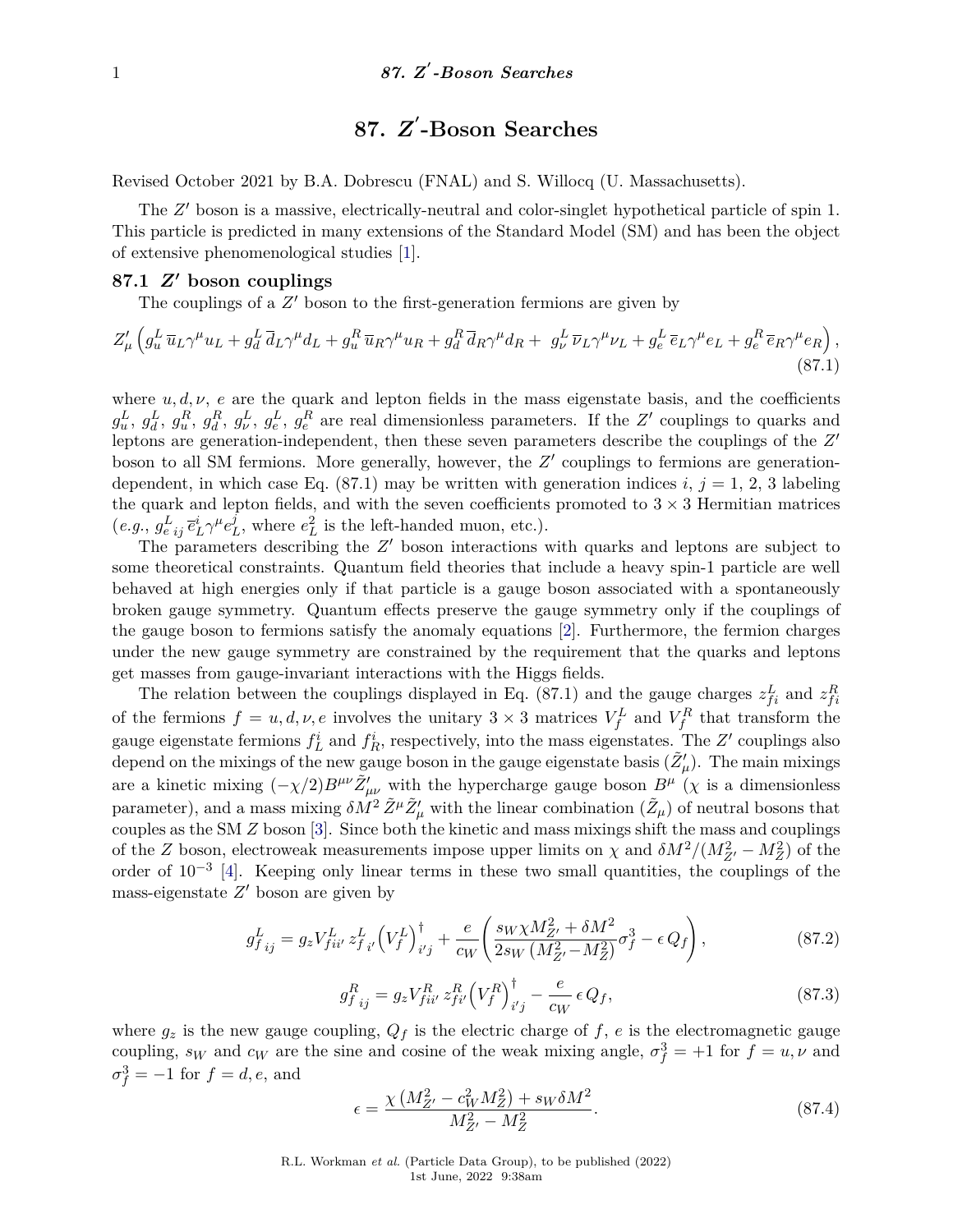# 87. $Z'$-Boson Searches

Revised October 2021 by B.A. Dobrescu (FNAL) and S. Willocq (U. Massachusetts).

The $Z'$ boson is a massive, electrically-neutral and color-singlet hypothetical particle of spin 1. This particle is predicted in many extensions of the Standard Model (SM) and has been the object of extensive phenomenological studies [1].

## 87.1 $Z'$ boson couplings

The couplings of a $Z'$ boson to the first-generation fermions are given by

$$Z'_\mu \left( g_u^L \, \overline{u}_L \gamma^\mu u_L + g_d^L \, \overline{d}_L \gamma^\mu d_L + g_u^R \, \overline{u}_R \gamma^\mu u_R + g_d^R \, \overline{d}_R \gamma^\mu d_R + \; g_\nu^L \, \overline{\nu}_L \gamma^\mu \nu_L + g_e^L \, \overline{e}_L \gamma^\mu e_L + g_e^R \, \overline{e}_R \gamma^\mu e_R \right), \tag{87.1}$$

where $u, d, \nu, e$ are the quark and lepton fields in the mass eigenstate basis, and the coefficients $g_u^L$, $g_d^L$, $g_u^R$, $g_d^R$, $g_\nu^L$, $g_e^L$, $g_e^R$ are real dimensionless parameters. If the $Z'$ couplings to quarks and leptons are generation-independent, then these seven parameters describe the couplings of the $Z'$ boson to all SM fermions. More generally, however, the $Z'$ couplings to fermions are generation-dependent, in which case Eq. (87.1) may be written with generation indices $i$, $j$ = 1, 2, 3 labeling the quark and lepton fields, and with the seven coefficients promoted to $3 \times 3$ Hermitian matrices (*e.g.*, $g^L_{e\,ij}\,\overline{e}^i_L \gamma^\mu e^j_L$, where $e^2_L$ is the left-handed muon, etc.).

The parameters describing the $Z'$ boson interactions with quarks and leptons are subject to some theoretical constraints. Quantum field theories that include a heavy spin-1 particle are well behaved at high energies only if that particle is a gauge boson associated with a spontaneously broken gauge symmetry. Quantum effects preserve the gauge symmetry only if the couplings of the gauge boson to fermions satisfy the anomaly equations [2]. Furthermore, the fermion charges under the new gauge symmetry are constrained by the requirement that the quarks and leptons get masses from gauge-invariant interactions with the Higgs fields.

The relation between the couplings displayed in Eq. (87.1) and the gauge charges $z^L_{fi}$ and $z^R_{fi}$ of the fermions $f = u, d, \nu, e$ involves the unitary $3 \times 3$ matrices $V^L_f$ and $V^R_f$ that transform the gauge eigenstate fermions $f^i_L$ and $f^i_R$, respectively, into the mass eigenstates. The $Z'$ couplings also depend on the mixings of the new gauge boson in the gauge eigenstate basis ($\tilde{Z}'_\mu$). The main mixings are a kinetic mixing $(-\chi/2)B^{\mu\nu}\tilde{Z}'_{\mu\nu}$ with the hypercharge gauge boson $B^\mu$ ($\chi$ is a dimensionless parameter), and a mass mixing $\delta M^2 \, \tilde{Z}^\mu \tilde{Z}'_\mu$ with the linear combination ($\tilde{Z}_\mu$) of neutral bosons that couples as the SM $Z$ boson [3]. Since both the kinetic and mass mixings shift the mass and couplings of the $Z$ boson, electroweak measurements impose upper limits on $\chi$ and $\delta M^2/(M^2_{Z'} - M^2_Z)$ of the order of $10^{-3}$ [4]. Keeping only linear terms in these two small quantities, the couplings of the mass-eigenstate $Z'$ boson are given by

$$g^L_{f\,ij} = g_z V^L_{fii'} \, z^L_{f\;i'} \left(V^L_f\right)^\dagger_{i'j} + \frac{e}{c_W}\left( \frac{s_W \chi M^2_{Z'} + \delta M^2}{2 s_W \left(M^2_{Z'} - M^2_Z\right)} \sigma^3_f - \epsilon \, Q_f \right), \tag{87.2}$$

$$g^R_{f\,ij} = g_z V^R_{fii'} \, z^R_{fi'} \left(V^R_f\right)^\dagger_{i'j} - \frac{e}{c_W} \, \epsilon \, Q_f, \tag{87.3}$$

where $g_z$ is the new gauge coupling, $Q_f$ is the electric charge of $f$, $e$ is the electromagnetic gauge coupling, $s_W$ and $c_W$ are the sine and cosine of the weak mixing angle, $\sigma^3_f = +1$ for $f = u, \nu$ and $\sigma^3_f = -1$ for $f = d, e$, and

$$\epsilon = \frac{\chi \left(M^2_{Z'} - c^2_W M^2_Z\right) + s_W \delta M^2}{M^2_{Z'} - M^2_Z}. \tag{87.4}$$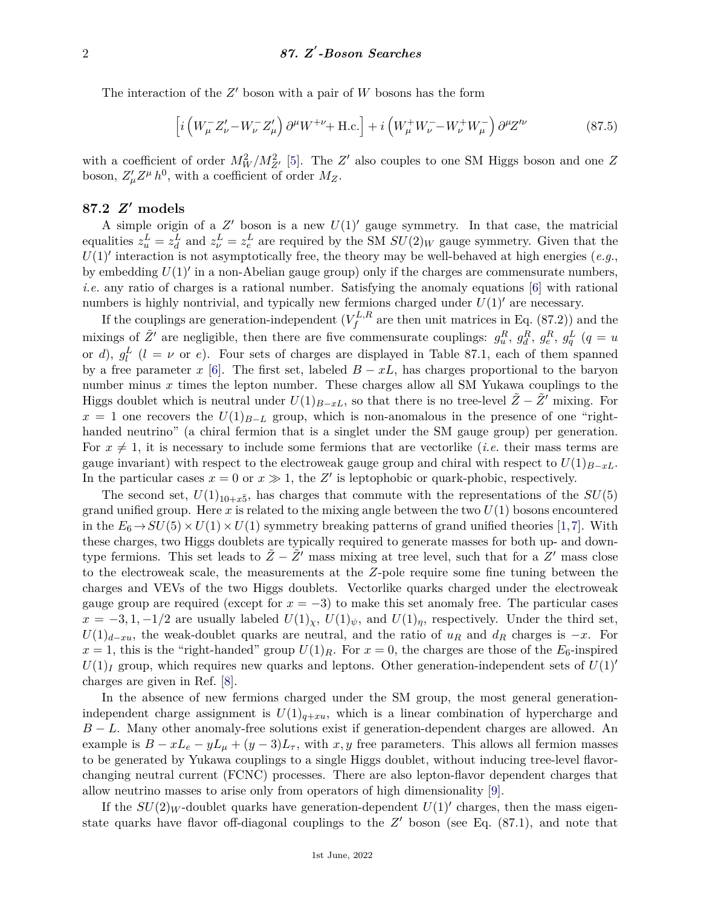The interaction of the $Z'$ boson with a pair of $W$ bosons has the form

$$\left[i\left(W_\mu^- Z'_\nu - W_\nu^- Z'_\mu\right)\partial^\mu W^{+\nu} + \text{H.c.}\right] + i\left(W_\mu^+ W_\nu^- - W_\nu^+ W_\mu^-\right)\partial^\mu Z'^\nu \tag{87.5}$$

with a coefficient of order $M_W^2/M_{Z'}^2$ [5]. The $Z'$ also couples to one SM Higgs boson and one $Z$ boson, $Z'_\mu Z^\mu h^0$, with a coefficient of order $M_Z$.

## 87.2 $Z'$ models

A simple origin of a $Z'$ boson is a new $U(1)'$ gauge symmetry. In that case, the matricial equalities $z_u^L = z_d^L$ and $z_\nu^L = z_e^L$ are required by the SM $SU(2)_W$ gauge symmetry. Given that the $U(1)'$ interaction is not asymptotically free, the theory may be well-behaved at high energies (*e.g.*, by embedding $U(1)'$ in a non-Abelian gauge group) only if the charges are commensurate numbers, *i.e.* any ratio of charges is a rational number. Satisfying the anomaly equations [6] with rational numbers is highly nontrivial, and typically new fermions charged under $U(1)'$ are necessary.

If the couplings are generation-independent ($V_f^{L,R}$ are then unit matrices in Eq. (87.2)) and the mixings of $\tilde{Z}'$ are negligible, then there are five commensurate couplings: $g_u^R$, $g_d^R$, $g_e^R$, $g_q^L$ ($q = u$ or $d$), $g_l^L$ ($l = \nu$ or $e$). Four sets of charges are displayed in Table 87.1, each of them spanned by a free parameter $x$ [6]. The first set, labeled $B - xL$, has charges proportional to the baryon number minus $x$ times the lepton number. These charges allow all SM Yukawa couplings to the Higgs doublet which is neutral under $U(1)_{B-xL}$, so that there is no tree-level $\tilde{Z} - \tilde{Z}'$ mixing. For $x = 1$ one recovers the $U(1)_{B-L}$ group, which is non-anomalous in the presence of one "right-handed neutrino" (a chiral fermion that is a singlet under the SM gauge group) per generation. For $x \neq 1$, it is necessary to include some fermions that are vectorlike (*i.e.* their mass terms are gauge invariant) with respect to the electroweak gauge group and chiral with respect to $U(1)_{B-xL}$. In the particular cases $x = 0$ or $x \gg 1$, the $Z'$ is leptophobic or quark-phobic, respectively.

The second set, $U(1)_{10+x\bar{5}}$, has charges that commute with the representations of the $SU(5)$ grand unified group. Here $x$ is related to the mixing angle between the two $U(1)$ bosons encountered in the $E_6 \to SU(5) \times U(1) \times U(1)$ symmetry breaking patterns of grand unified theories [1,7]. With these charges, two Higgs doublets are typically required to generate masses for both up- and down-type fermions. This set leads to $\tilde{Z} - \tilde{Z}'$ mass mixing at tree level, such that for a $Z'$ mass close to the electroweak scale, the measurements at the $Z$-pole require some fine tuning between the charges and VEVs of the two Higgs doublets. Vectorlike quarks charged under the electroweak gauge group are required (except for $x = -3$) to make this set anomaly free. The particular cases $x = -3, 1, -1/2$ are usually labeled $U(1)_\chi$, $U(1)_\psi$, and $U(1)_\eta$, respectively. Under the third set, $U(1)_{d-xu}$, the weak-doublet quarks are neutral, and the ratio of $u_R$ and $d_R$ charges is $-x$. For $x = 1$, this is the "right-handed" group $U(1)_R$. For $x = 0$, the charges are those of the $E_6$-inspired $U(1)_I$ group, which requires new quarks and leptons. Other generation-independent sets of $U(1)'$ charges are given in Ref. [8].

In the absence of new fermions charged under the SM group, the most general generation-independent charge assignment is $U(1)_{q+xu}$, which is a linear combination of hypercharge and $B - L$. Many other anomaly-free solutions exist if generation-dependent charges are allowed. An example is $B - xL_e - yL_\mu + (y - 3)L_\tau$, with $x, y$ free parameters. This allows all fermion masses to be generated by Yukawa couplings to a single Higgs doublet, without inducing tree-level flavor-changing neutral current (FCNC) processes. There are also lepton-flavor dependent charges that allow neutrino masses to arise only from operators of high dimensionality [9].

If the $SU(2)_W$-doublet quarks have generation-dependent $U(1)'$ charges, then the mass eigenstate quarks have flavor off-diagonal couplings to the $Z'$ boson (see Eq. (87.1), and note that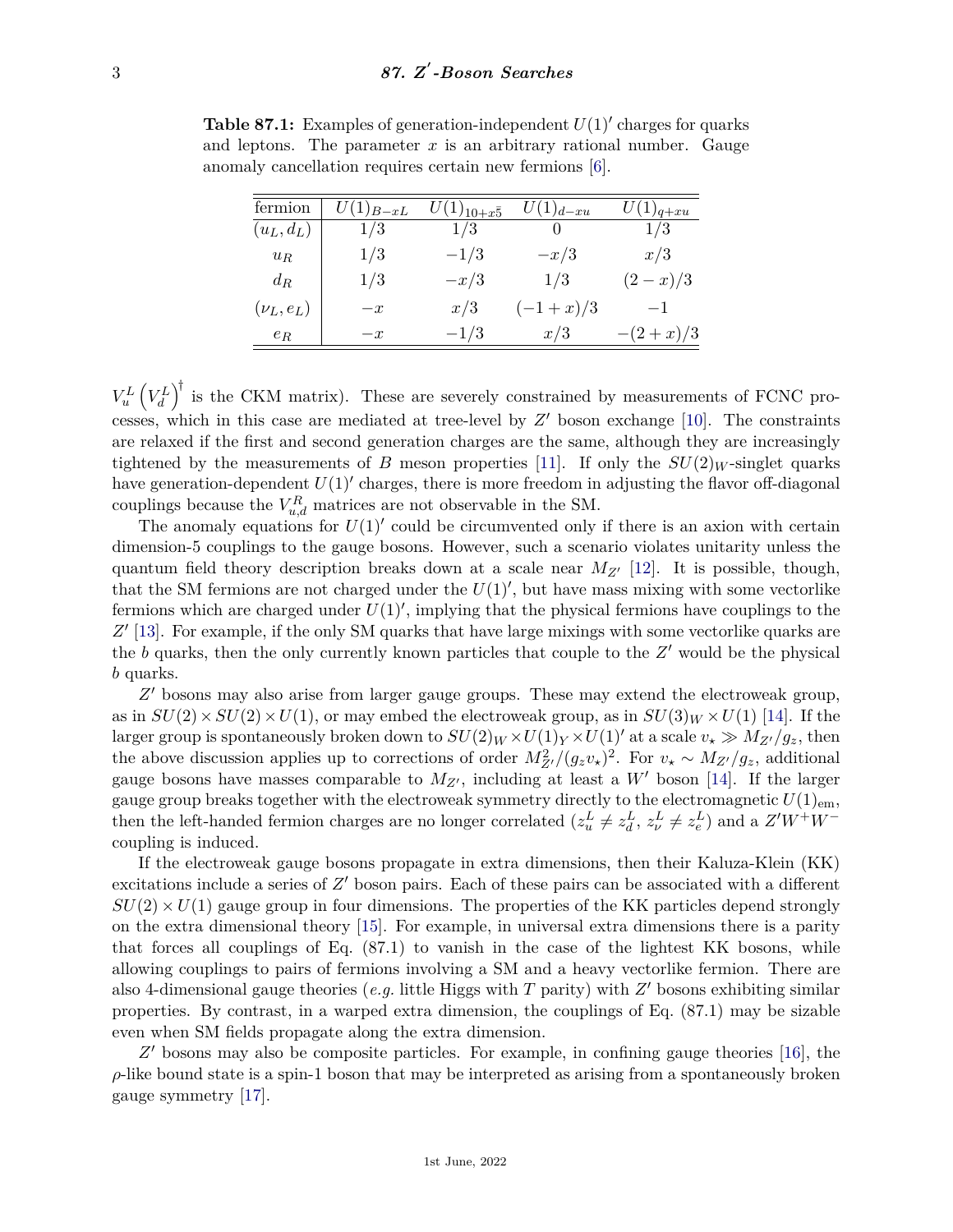**Table 87.1:** Examples of generation-independent $U(1)'$ charges for quarks and leptons. The parameter $x$ is an arbitrary rational number. Gauge anomaly cancellation requires certain new fermions [6].

| fermion | $U(1)_{B-xL}$ | $U(1)_{10+x\bar{5}}$ | $U(1)_{d-xu}$ | $U(1)_{q+xu}$ |
|---|---|---|---|---|
| $(u_L, d_L)$ | $1/3$ | $1/3$ | $0$ | $1/3$ |
| $u_R$ | $1/3$ | $-1/3$ | $-x/3$ | $x/3$ |
| $d_R$ | $1/3$ | $-x/3$ | $1/3$ | $(2-x)/3$ |
| $(\nu_L, e_L)$ | $-x$ | $x/3$ | $(-1+x)/3$ | $-1$ |
| $e_R$ | $-x$ | $-1/3$ | $x/3$ | $-(2+x)/3$ |

$V_u^L \left(V_d^L\right)^\dagger$ is the CKM matrix). These are severely constrained by measurements of FCNC processes, which in this case are mediated at tree-level by $Z'$ boson exchange [10]. The constraints are relaxed if the first and second generation charges are the same, although they are increasingly tightened by the measurements of $B$ meson properties [11]. If only the $SU(2)_W$-singlet quarks have generation-dependent $U(1)'$ charges, there is more freedom in adjusting the flavor off-diagonal couplings because the $V_{u,d}^R$ matrices are not observable in the SM.

The anomaly equations for $U(1)'$ could be circumvented only if there is an axion with certain dimension-5 couplings to the gauge bosons. However, such a scenario violates unitarity unless the quantum field theory description breaks down at a scale near $M_{Z'}$ [12]. It is possible, though, that the SM fermions are not charged under the $U(1)'$, but have mass mixing with some vectorlike fermions which are charged under $U(1)'$, implying that the physical fermions have couplings to the $Z'$ [13]. For example, if the only SM quarks that have large mixings with some vectorlike quarks are the $b$ quarks, then the only currently known particles that couple to the $Z'$ would be the physical $b$ quarks.

$Z'$ bosons may also arise from larger gauge groups. These may extend the electroweak group, as in $SU(2) \times SU(2) \times U(1)$, or may embed the electroweak group, as in $SU(3)_W \times U(1)$ [14]. If the larger group is spontaneously broken down to $SU(2)_W \times U(1)_Y \times U(1)'$ at a scale $v_\star \gg M_{Z'}/g_z$, then the above discussion applies up to corrections of order $M_{Z'}^2/(g_z v_\star)^2$. For $v_\star \sim M_{Z'}/g_z$, additional gauge bosons have masses comparable to $M_{Z'}$, including at least a $W'$ boson [14]. If the larger gauge group breaks together with the electroweak symmetry directly to the electromagnetic $U(1)_{\rm em}$, then the left-handed fermion charges are no longer correlated ($z_u^L \neq z_d^L$, $z_\nu^L \neq z_e^L$) and a $Z'W^+W^-$ coupling is induced.

If the electroweak gauge bosons propagate in extra dimensions, then their Kaluza-Klein (KK) excitations include a series of $Z'$ boson pairs. Each of these pairs can be associated with a different $SU(2) \times U(1)$ gauge group in four dimensions. The properties of the KK particles depend strongly on the extra dimensional theory [15]. For example, in universal extra dimensions there is a parity that forces all couplings of Eq. (87.1) to vanish in the case of the lightest KK bosons, while allowing couplings to pairs of fermions involving a SM and a heavy vectorlike fermion. There are also 4-dimensional gauge theories (*e.g.* little Higgs with $T$ parity) with $Z'$ bosons exhibiting similar properties. By contrast, in a warped extra dimension, the couplings of Eq. (87.1) may be sizable even when SM fields propagate along the extra dimension.

$Z'$ bosons may also be composite particles. For example, in confining gauge theories [16], the $\rho$-like bound state is a spin-1 boson that may be interpreted as arising from a spontaneously broken gauge symmetry [17].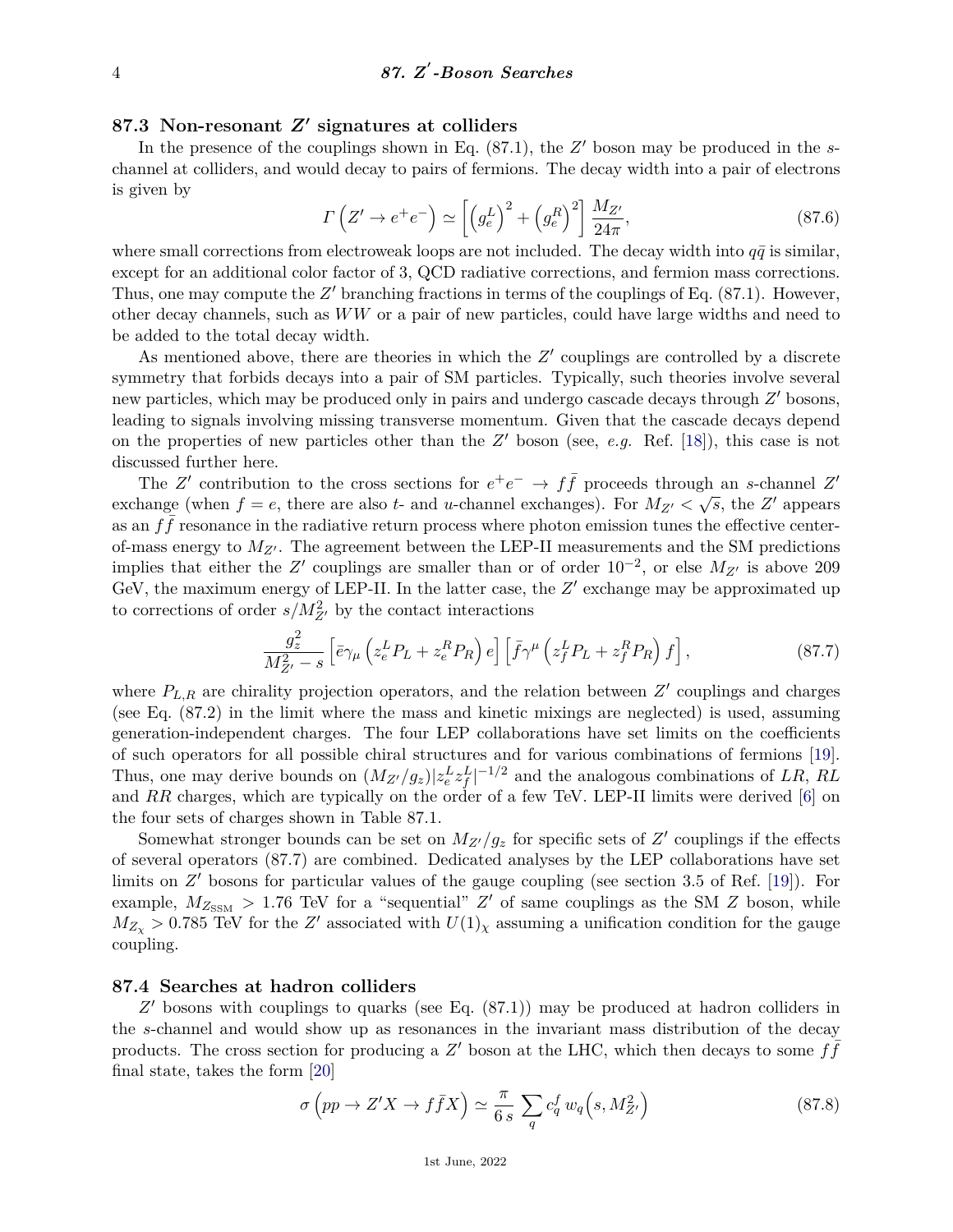## 87.3 Non-resonant $Z'$ signatures at colliders

In the presence of the couplings shown in Eq. (87.1), the $Z'$ boson may be produced in the $s$-channel at colliders, and would decay to pairs of fermions. The decay width into a pair of electrons is given by

$$\Gamma\left(Z' \to e^+e^-\right) \simeq \left[\left(g_e^L\right)^2 + \left(g_e^R\right)^2\right] \frac{M_{Z'}}{24\pi}, \tag{87.6}$$

where small corrections from electroweak loops are not included. The decay width into $q\bar{q}$ is similar, except for an additional color factor of 3, QCD radiative corrections, and fermion mass corrections. Thus, one may compute the $Z'$ branching fractions in terms of the couplings of Eq. (87.1). However, other decay channels, such as $WW$ or a pair of new particles, could have large widths and need to be added to the total decay width.

As mentioned above, there are theories in which the $Z'$ couplings are controlled by a discrete symmetry that forbids decays into a pair of SM particles. Typically, such theories involve several new particles, which may be produced only in pairs and undergo cascade decays through $Z'$ bosons, leading to signals involving missing transverse momentum. Given that the cascade decays depend on the properties of new particles other than the $Z'$ boson (see, *e.g.* Ref. [18]), this case is not discussed further here.

The $Z'$ contribution to the cross sections for $e^+e^- \to f\bar{f}$ proceeds through an $s$-channel $Z'$ exchange (when $f = e$, there are also $t$- and $u$-channel exchanges). For $M_{Z'} < \sqrt{s}$, the $Z'$ appears as an $f\bar{f}$ resonance in the radiative return process where photon emission tunes the effective center-of-mass energy to $M_{Z'}$. The agreement between the LEP-II measurements and the SM predictions implies that either the $Z'$ couplings are smaller than or of order $10^{-2}$, or else $M_{Z'}$ is above 209 GeV, the maximum energy of LEP-II. In the latter case, the $Z'$ exchange may be approximated up to corrections of order $s/M_{Z'}^2$ by the contact interactions

$$\frac{g_z^2}{M_{Z'}^2 - s}\left[\bar{e}\gamma_\mu\left(z_e^L P_L + z_e^R P_R\right)e\right]\left[\bar{f}\gamma^\mu\left(z_f^L P_L + z_f^R P_R\right)f\right], \tag{87.7}$$

where $P_{L,R}$ are chirality projection operators, and the relation between $Z'$ couplings and charges (see Eq. (87.2) in the limit where the mass and kinetic mixings are neglected) is used, assuming generation-independent charges. The four LEP collaborations have set limits on the coefficients of such operators for all possible chiral structures and for various combinations of fermions [19]. Thus, one may derive bounds on $(M_{Z'}/g_z)|z_e^L z_f^L|^{-1/2}$ and the analogous combinations of $LR$, $RL$ and $RR$ charges, which are typically on the order of a few TeV. LEP-II limits were derived [6] on the four sets of charges shown in Table 87.1.

Somewhat stronger bounds can be set on $M_{Z'}/g_z$ for specific sets of $Z'$ couplings if the effects of several operators (87.7) are combined. Dedicated analyses by the LEP collaborations have set limits on $Z'$ bosons for particular values of the gauge coupling (see section 3.5 of Ref. [19]). For example, $M_{Z_{\rm SSM}} > 1.76$ TeV for a "sequential" $Z'$ of same couplings as the SM $Z$ boson, while $M_{Z_\chi} > 0.785$ TeV for the $Z'$ associated with $U(1)_\chi$ assuming a unification condition for the gauge coupling.

## 87.4 Searches at hadron colliders

$Z'$ bosons with couplings to quarks (see Eq. (87.1)) may be produced at hadron colliders in the $s$-channel and would show up as resonances in the invariant mass distribution of the decay products. The cross section for producing a $Z'$ boson at the LHC, which then decays to some $f\bar{f}$ final state, takes the form [20]

$$\sigma\left(pp \to Z'X \to f\bar{f}X\right) \simeq \frac{\pi}{6\,s}\sum_q c_q^f\, w_q\!\left(s, M_{Z'}^2\right) \tag{87.8}$$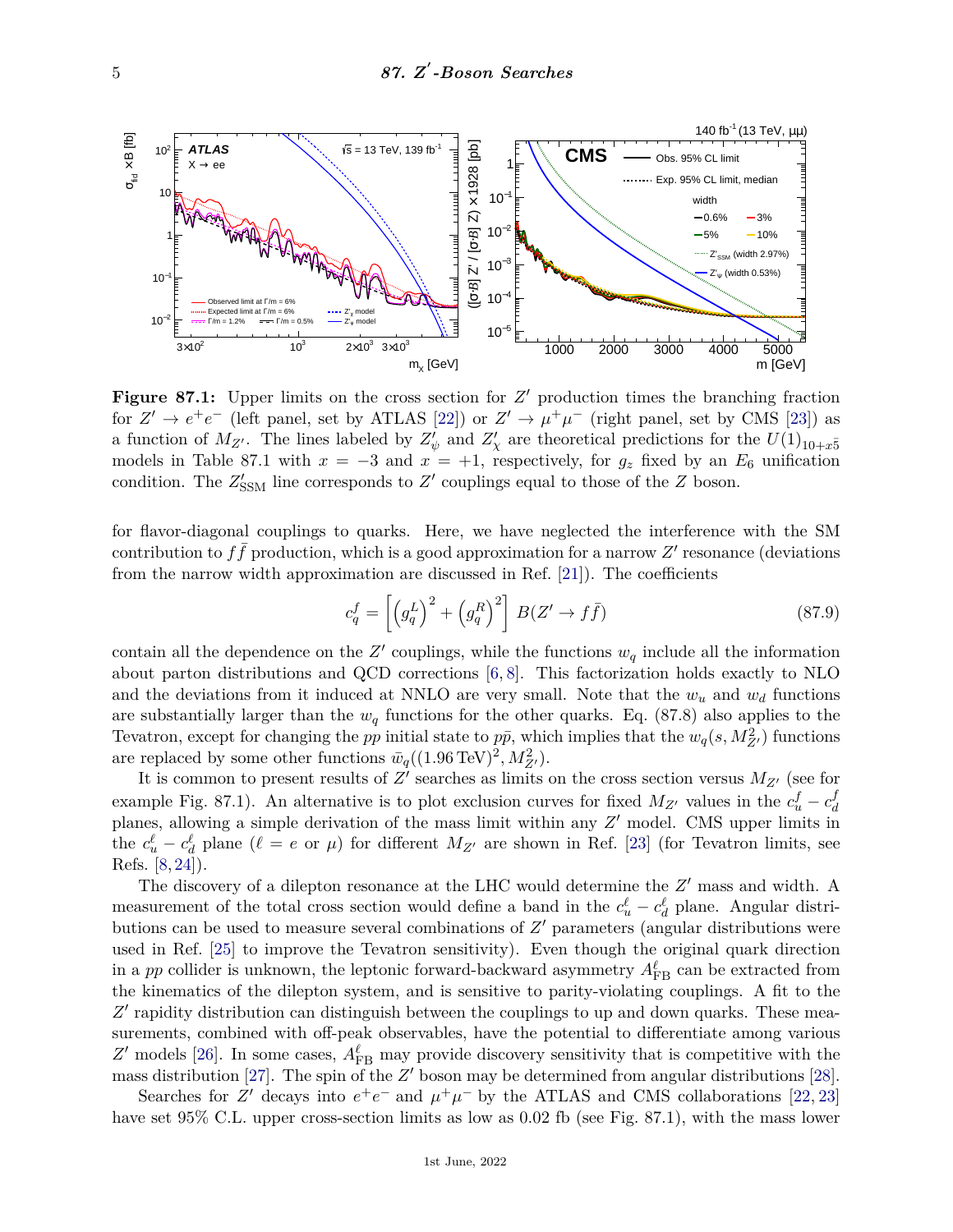**Figure 87.1:** Upper limits on the cross section for $Z'$ production times the branching fraction for $Z' \to e^+e^-$ (left panel, set by ATLAS [22]) or $Z' \to \mu^+\mu^-$ (right panel, set by CMS [23]) as a function of $M_{Z'}$. The lines labeled by $Z'_\psi$ and $Z'_\chi$ are theoretical predictions for the $U(1)_{10+x\bar{5}}$ models in Table 87.1 with $x = -3$ and $x = +1$, respectively, for $g_z$ fixed by an $E_6$ unification condition. The $Z'_{\rm SSM}$ line corresponds to $Z'$ couplings equal to those of the $Z$ boson.

for flavor-diagonal couplings to quarks. Here, we have neglected the interference with the SM contribution to $f\bar{f}$ production, which is a good approximation for a narrow $Z'$ resonance (deviations from the narrow width approximation are discussed in Ref. [21]). The coefficients

$$c_q^f = \left[\left(g_q^L\right)^2 + \left(g_q^R\right)^2\right] B(Z' \to f\bar{f}) \tag{87.9}$$

contain all the dependence on the $Z'$ couplings, while the functions $w_q$ include all the information about parton distributions and QCD corrections [6, 8]. This factorization holds exactly to NLO and the deviations from it induced at NNLO are very small. Note that the $w_u$ and $w_d$ functions are substantially larger than the $w_q$ functions for the other quarks. Eq. (87.8) also applies to the Tevatron, except for changing the $pp$ initial state to $p\bar{p}$, which implies that the $w_q(s, M_{Z'}^2)$ functions are replaced by some other functions $\bar{w}_q((1.96\,\text{TeV})^2, M_{Z'}^2)$.

It is common to present results of $Z'$ searches as limits on the cross section versus $M_{Z'}$ (see for example Fig. 87.1). An alternative is to plot exclusion curves for fixed $M_{Z'}$ values in the $c_u^f - c_d^f$ planes, allowing a simple derivation of the mass limit within any $Z'$ model. CMS upper limits in the $c_u^\ell - c_d^\ell$ plane ($\ell = e$ or $\mu$) for different $M_{Z'}$ are shown in Ref. [23] (for Tevatron limits, see Refs. [8, 24]).

The discovery of a dilepton resonance at the LHC would determine the $Z'$ mass and width. A measurement of the total cross section would define a band in the $c_u^\ell - c_d^\ell$ plane. Angular distributions can be used to measure several combinations of $Z'$ parameters (angular distributions were used in Ref. [25] to improve the Tevatron sensitivity). Even though the original quark direction in a $pp$ collider is unknown, the leptonic forward-backward asymmetry $A_{\rm FB}^\ell$ can be extracted from the kinematics of the dilepton system, and is sensitive to parity-violating couplings. A fit to the $Z'$ rapidity distribution can distinguish between the couplings to up and down quarks. These measurements, combined with off-peak observables, have the potential to differentiate among various $Z'$ models [26]. In some cases, $A_{\rm FB}^\ell$ may provide discovery sensitivity that is competitive with the mass distribution [27]. The spin of the $Z'$ boson may be determined from angular distributions [28].

Searches for $Z'$ decays into $e^+e^-$ and $\mu^+\mu^-$ by the ATLAS and CMS collaborations [22, 23] have set 95% C.L. upper cross-section limits as low as 0.02 fb (see Fig. 87.1), with the mass lower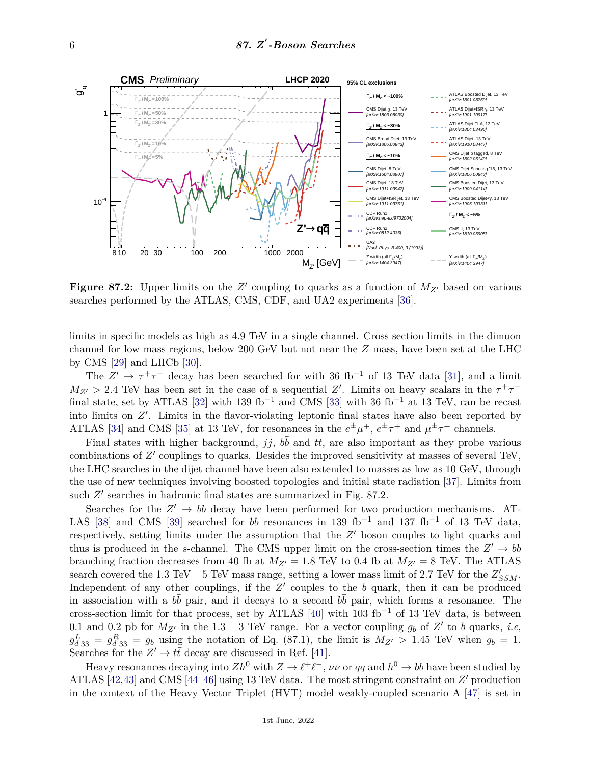**Figure 87.2:** Upper limits on the $Z'$ coupling to quarks as a function of $M_{Z'}$ based on various searches performed by the ATLAS, CMS, CDF, and UA2 experiments [36].

limits in specific models as high as 4.9 TeV in a single channel. Cross section limits in the dimuon channel for low mass regions, below 200 GeV but not near the $Z$ mass, have been set at the LHC by CMS [29] and LHCb [30].

The $Z' \to \tau^+\tau^-$ decay has been searched for with 36 fb$^{-1}$ of 13 TeV data [31], and a limit $M_{Z'} > 2.4$ TeV has been set in the case of a sequential $Z'$. Limits on heavy scalars in the $\tau^+\tau^-$ final state, set by ATLAS [32] with 139 fb$^{-1}$ and CMS [33] with 36 fb$^{-1}$ at 13 TeV, can be recast into limits on $Z'$. Limits in the flavor-violating leptonic final states have also been reported by ATLAS [34] and CMS [35] at 13 TeV, for resonances in the $e^\pm\mu^\mp$, $e^\pm\tau^\mp$ and $\mu^\pm\tau^\mp$ channels.

Final states with higher background, $jj$, $b\bar{b}$ and $t\bar{t}$, are also important as they probe various combinations of $Z'$ couplings to quarks. Besides the improved sensitivity at masses of several TeV, the LHC searches in the dijet channel have been also extended to masses as low as 10 GeV, through the use of new techniques involving boosted topologies and initial state radiation [37]. Limits from such $Z'$ searches in hadronic final states are summarized in Fig. 87.2.

Searches for the $Z' \to b\bar{b}$ decay have been performed for two production mechanisms. ATLAS [38] and CMS [39] searched for $b\bar{b}$ resonances in 139 fb$^{-1}$ and 137 fb$^{-1}$ of 13 TeV data, respectively, setting limits under the assumption that the $Z'$ boson couples to light quarks and thus is produced in the $s$-channel. The CMS upper limit on the cross-section times the $Z' \to b\bar{b}$ branching fraction decreases from 40 fb at $M_{Z'} = 1.8$ TeV to 0.4 fb at $M_{Z'} = 8$ TeV. The ATLAS search covered the 1.3 TeV – 5 TeV mass range, setting a lower mass limit of 2.7 TeV for the $Z'_{SSM}$. Independent of any other couplings, if the $Z'$ couples to the $b$ quark, then it can be produced in association with a $b\bar{b}$ pair, and it decays to a second $b\bar{b}$ pair, which forms a resonance. The cross-section limit for that process, set by ATLAS [40] with 103 fb$^{-1}$ of 13 TeV data, is between 0.1 and 0.2 pb for $M_{Z'}$ in the 1.3 – 3 TeV range. For a vector coupling $g_b$ of $Z'$ to $b$ quarks, *i.e*, $g^L_{d\,33} = g^R_{d\,33} = g_b$ using the notation of Eq. (87.1), the limit is $M_{Z'} > 1.45$ TeV when $g_b = 1$. Searches for the $Z' \to t\bar{t}$ decay are discussed in Ref. [41].

Heavy resonances decaying into $Zh^0$ with $Z \to \ell^+\ell^-$, $\nu\bar{\nu}$ or $q\bar{q}$ and $h^0 \to b\bar{b}$ have been studied by ATLAS [42,43] and CMS [44–46] using 13 TeV data. The most stringent constraint on $Z'$ production in the context of the Heavy Vector Triplet (HVT) model weakly-coupled scenario A [47] is set in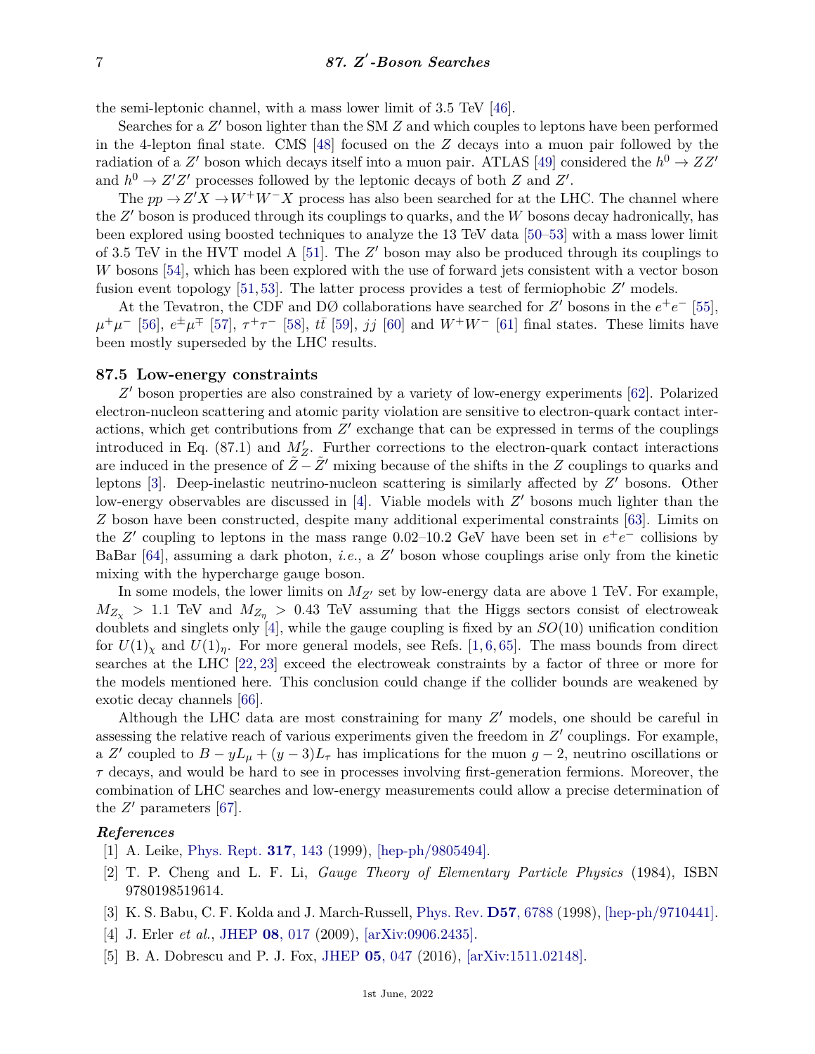the semi-leptonic channel, with a mass lower limit of 3.5 TeV [46].

Searches for a $Z'$ boson lighter than the SM $Z$ and which couples to leptons have been performed in the 4-lepton final state. CMS [48] focused on the $Z$ decays into a muon pair followed by the radiation of a $Z'$ boson which decays itself into a muon pair. ATLAS [49] considered the $h^0 \to ZZ'$ and $h^0 \to Z'Z'$ processes followed by the leptonic decays of both $Z$ and $Z'$.

The $pp \to Z'X \to W^+W^-X$ process has also been searched for at the LHC. The channel where the $Z'$ boson is produced through its couplings to quarks, and the $W$ bosons decay hadronically, has been explored using boosted techniques to analyze the 13 TeV data [50–53] with a mass lower limit of 3.5 TeV in the HVT model A [51]. The $Z'$ boson may also be produced through its couplings to $W$ bosons [54], which has been explored with the use of forward jets consistent with a vector boson fusion event topology [51, 53]. The latter process provides a test of fermiophobic $Z'$ models.

At the Tevatron, the CDF and DØ collaborations have searched for $Z'$ bosons in the $e^+e^-$ [55], $\mu^+\mu^-$ [56], $e^\pm\mu^\mp$ [57], $\tau^+\tau^-$ [58], $t\bar{t}$ [59], $jj$ [60] and $W^+W^-$ [61] final states. These limits have been mostly superseded by the LHC results.

## 87.5 Low-energy constraints

$Z'$ boson properties are also constrained by a variety of low-energy experiments [62]. Polarized electron-nucleon scattering and atomic parity violation are sensitive to electron-quark contact interactions, which get contributions from $Z'$ exchange that can be expressed in terms of the couplings introduced in Eq. (87.1) and $M'_Z$. Further corrections to the electron-quark contact interactions are induced in the presence of $\tilde{Z} - \tilde{Z}'$ mixing because of the shifts in the $Z$ couplings to quarks and leptons [3]. Deep-inelastic neutrino-nucleon scattering is similarly affected by $Z'$ bosons. Other low-energy observables are discussed in [4]. Viable models with $Z'$ bosons much lighter than the $Z$ boson have been constructed, despite many additional experimental constraints [63]. Limits on the $Z'$ coupling to leptons in the mass range 0.02–10.2 GeV have been set in $e^+e^-$ collisions by BaBar [64], assuming a dark photon, *i.e.*, a $Z'$ boson whose couplings arise only from the kinetic mixing with the hypercharge gauge boson.

In some models, the lower limits on $M_{Z'}$ set by low-energy data are above 1 TeV. For example, $M_{Z_\chi} > 1.1$ TeV and $M_{Z_\eta} > 0.43$ TeV assuming that the Higgs sectors consist of electroweak doublets and singlets only [4], while the gauge coupling is fixed by an $SO(10)$ unification condition for $U(1)_\chi$ and $U(1)_\eta$. For more general models, see Refs. [1, 6, 65]. The mass bounds from direct searches at the LHC [22, 23] exceed the electroweak constraints by a factor of three or more for the models mentioned here. This conclusion could change if the collider bounds are weakened by exotic decay channels [66].

Although the LHC data are most constraining for many $Z'$ models, one should be careful in assessing the relative reach of various experiments given the freedom in $Z'$ couplings. For example, a $Z'$ coupled to $B - yL_\mu + (y-3)L_\tau$ has implications for the muon $g-2$, neutrino oscillations or $\tau$ decays, and would be hard to see in processes involving first-generation fermions. Moreover, the combination of LHC searches and low-energy measurements could allow a precise determination of the $Z'$ parameters [67].

### *References*

[1] A. Leike, Phys. Rept. **317**, 143 (1999), [hep-ph/9805494].

[2] T. P. Cheng and L. F. Li, *Gauge Theory of Elementary Particle Physics* (1984), ISBN 9780198519614.

[3] K. S. Babu, C. F. Kolda and J. March-Russell, Phys. Rev. **D57**, 6788 (1998), [hep-ph/9710441].

[4] J. Erler *et al.*, JHEP **08**, 017 (2009), [arXiv:0906.2435].

[5] B. A. Dobrescu and P. J. Fox, JHEP **05**, 047 (2016), [arXiv:1511.02148].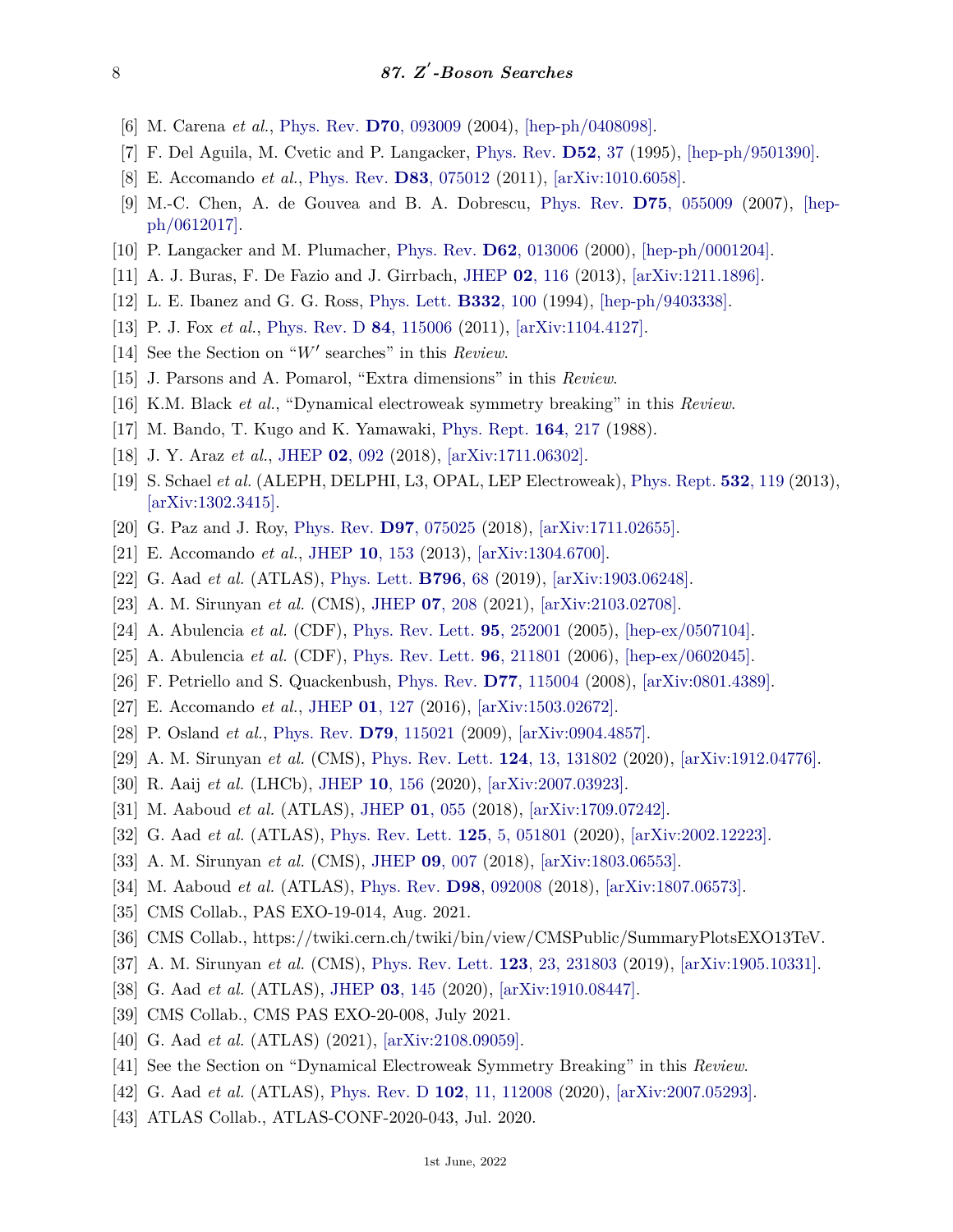[6] M. Carena *et al.*, Phys. Rev. **D70**, 093009 (2004), [hep-ph/0408098].

[7] F. Del Aguila, M. Cvetic and P. Langacker, Phys. Rev. **D52**, 37 (1995), [hep-ph/9501390].

[8] E. Accomando *et al.*, Phys. Rev. **D83**, 075012 (2011), [arXiv:1010.6058].

[9] M.-C. Chen, A. de Gouvea and B. A. Dobrescu, Phys. Rev. **D75**, 055009 (2007), [hep-ph/0612017].

[10] P. Langacker and M. Plumacher, Phys. Rev. **D62**, 013006 (2000), [hep-ph/0001204].

[11] A. J. Buras, F. De Fazio and J. Girrbach, JHEP **02**, 116 (2013), [arXiv:1211.1896].

[12] L. E. Ibanez and G. G. Ross, Phys. Lett. **B332**, 100 (1994), [hep-ph/9403338].

[13] P. J. Fox *et al.*, Phys. Rev. D **84**, 115006 (2011), [arXiv:1104.4127].

[14] See the Section on "$W'$ searches" in this *Review*.

[15] J. Parsons and A. Pomarol, "Extra dimensions" in this *Review*.

[16] K.M. Black *et al.*, "Dynamical electroweak symmetry breaking" in this *Review*.

[17] M. Bando, T. Kugo and K. Yamawaki, Phys. Rept. **164**, 217 (1988).

[18] J. Y. Araz *et al.*, JHEP **02**, 092 (2018), [arXiv:1711.06302].

[19] S. Schael *et al.* (ALEPH, DELPHI, L3, OPAL, LEP Electroweak), Phys. Rept. **532**, 119 (2013), [arXiv:1302.3415].

[20] G. Paz and J. Roy, Phys. Rev. **D97**, 075025 (2018), [arXiv:1711.02655].

[21] E. Accomando *et al.*, JHEP **10**, 153 (2013), [arXiv:1304.6700].

[22] G. Aad *et al.* (ATLAS), Phys. Lett. **B796**, 68 (2019), [arXiv:1903.06248].

[23] A. M. Sirunyan *et al.* (CMS), JHEP **07**, 208 (2021), [arXiv:2103.02708].

[24] A. Abulencia *et al.* (CDF), Phys. Rev. Lett. **95**, 252001 (2005), [hep-ex/0507104].

[25] A. Abulencia *et al.* (CDF), Phys. Rev. Lett. **96**, 211801 (2006), [hep-ex/0602045].

[26] F. Petriello and S. Quackenbush, Phys. Rev. **D77**, 115004 (2008), [arXiv:0801.4389].

[27] E. Accomando *et al.*, JHEP **01**, 127 (2016), [arXiv:1503.02672].

[28] P. Osland *et al.*, Phys. Rev. **D79**, 115021 (2009), [arXiv:0904.4857].

[29] A. M. Sirunyan *et al.* (CMS), Phys. Rev. Lett. **124**, 13, 131802 (2020), [arXiv:1912.04776].

[30] R. Aaij *et al.* (LHCb), JHEP **10**, 156 (2020), [arXiv:2007.03923].

[31] M. Aaboud *et al.* (ATLAS), JHEP **01**, 055 (2018), [arXiv:1709.07242].

[32] G. Aad *et al.* (ATLAS), Phys. Rev. Lett. **125**, 5, 051801 (2020), [arXiv:2002.12223].

[33] A. M. Sirunyan *et al.* (CMS), JHEP **09**, 007 (2018), [arXiv:1803.06553].

[34] M. Aaboud *et al.* (ATLAS), Phys. Rev. **D98**, 092008 (2018), [arXiv:1807.06573].

[35] CMS Collab., PAS EXO-19-014, Aug. 2021.

[36] CMS Collab., https://twiki.cern.ch/twiki/bin/view/CMSPublic/SummaryPlotsEXO13TeV.

[37] A. M. Sirunyan *et al.* (CMS), Phys. Rev. Lett. **123**, 23, 231803 (2019), [arXiv:1905.10331].

[38] G. Aad *et al.* (ATLAS), JHEP **03**, 145 (2020), [arXiv:1910.08447].

[39] CMS Collab., CMS PAS EXO-20-008, July 2021.

[40] G. Aad *et al.* (ATLAS) (2021), [arXiv:2108.09059].

[41] See the Section on "Dynamical Electroweak Symmetry Breaking" in this *Review*.

[42] G. Aad *et al.* (ATLAS), Phys. Rev. D **102**, 11, 112008 (2020), [arXiv:2007.05293].

[43] ATLAS Collab., ATLAS-CONF-2020-043, Jul. 2020.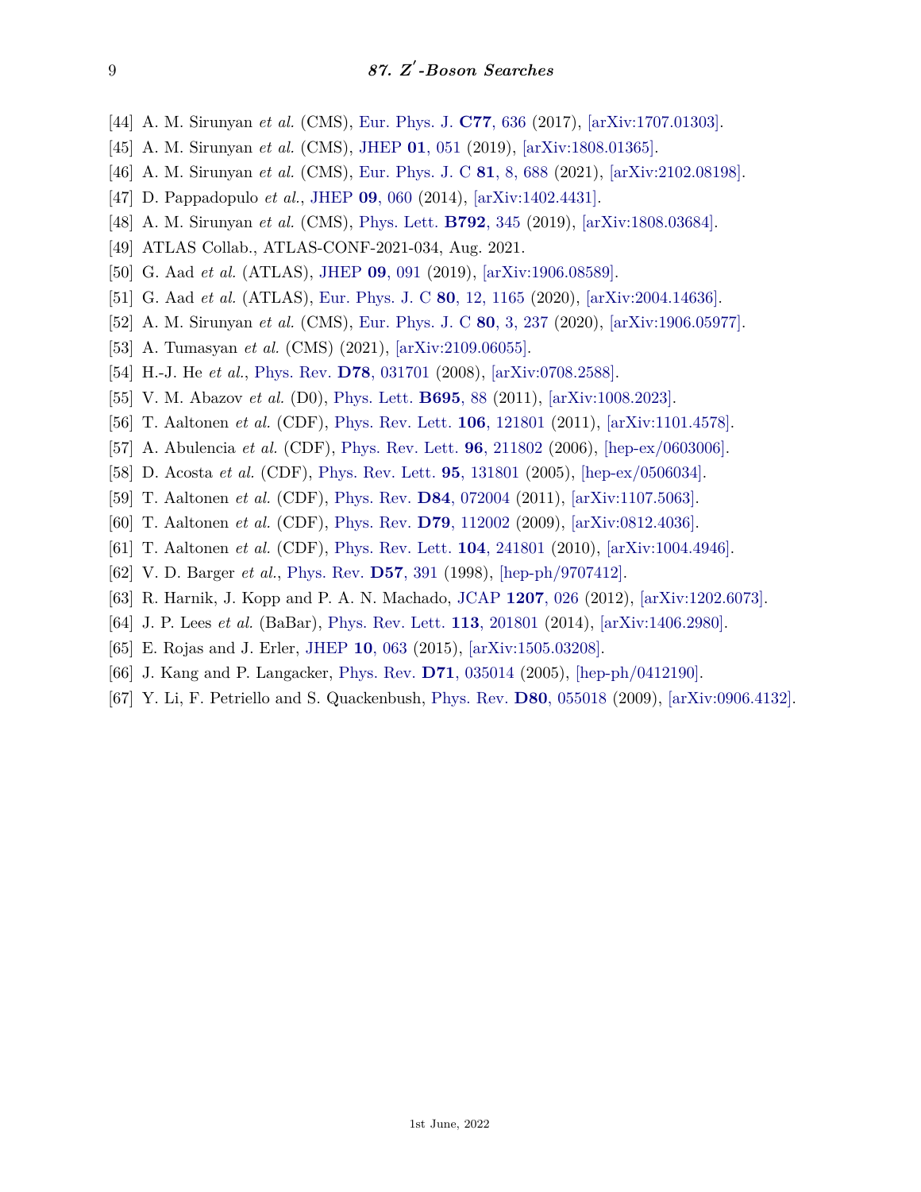[44] A. M. Sirunyan *et al.* (CMS), Eur. Phys. J. **C77**, 636 (2017), [arXiv:1707.01303].

[45] A. M. Sirunyan *et al.* (CMS), JHEP **01**, 051 (2019), [arXiv:1808.01365].

[46] A. M. Sirunyan *et al.* (CMS), Eur. Phys. J. C **81**, 8, 688 (2021), [arXiv:2102.08198].

[47] D. Pappadopulo *et al.*, JHEP **09**, 060 (2014), [arXiv:1402.4431].

[48] A. M. Sirunyan *et al.* (CMS), Phys. Lett. **B792**, 345 (2019), [arXiv:1808.03684].

[49] ATLAS Collab., ATLAS-CONF-2021-034, Aug. 2021.

[50] G. Aad *et al.* (ATLAS), JHEP **09**, 091 (2019), [arXiv:1906.08589].

[51] G. Aad *et al.* (ATLAS), Eur. Phys. J. C **80**, 12, 1165 (2020), [arXiv:2004.14636].

[52] A. M. Sirunyan *et al.* (CMS), Eur. Phys. J. C **80**, 3, 237 (2020), [arXiv:1906.05977].

[53] A. Tumasyan *et al.* (CMS) (2021), [arXiv:2109.06055].

[54] H.-J. He *et al.*, Phys. Rev. **D78**, 031701 (2008), [arXiv:0708.2588].

[55] V. M. Abazov *et al.* (D0), Phys. Lett. **B695**, 88 (2011), [arXiv:1008.2023].

[56] T. Aaltonen *et al.* (CDF), Phys. Rev. Lett. **106**, 121801 (2011), [arXiv:1101.4578].

[57] A. Abulencia *et al.* (CDF), Phys. Rev. Lett. **96**, 211802 (2006), [hep-ex/0603006].

[58] D. Acosta *et al.* (CDF), Phys. Rev. Lett. **95**, 131801 (2005), [hep-ex/0506034].

[59] T. Aaltonen *et al.* (CDF), Phys. Rev. **D84**, 072004 (2011), [arXiv:1107.5063].

[60] T. Aaltonen *et al.* (CDF), Phys. Rev. **D79**, 112002 (2009), [arXiv:0812.4036].

[61] T. Aaltonen *et al.* (CDF), Phys. Rev. Lett. **104**, 241801 (2010), [arXiv:1004.4946].

[62] V. D. Barger *et al.*, Phys. Rev. **D57**, 391 (1998), [hep-ph/9707412].

[63] R. Harnik, J. Kopp and P. A. N. Machado, JCAP **1207**, 026 (2012), [arXiv:1202.6073].

[64] J. P. Lees *et al.* (BaBar), Phys. Rev. Lett. **113**, 201801 (2014), [arXiv:1406.2980].

[65] E. Rojas and J. Erler, JHEP **10**, 063 (2015), [arXiv:1505.03208].

[66] J. Kang and P. Langacker, Phys. Rev. **D71**, 035014 (2005), [hep-ph/0412190].

[67] Y. Li, F. Petriello and S. Quackenbush, Phys. Rev. **D80**, 055018 (2009), [arXiv:0906.4132].